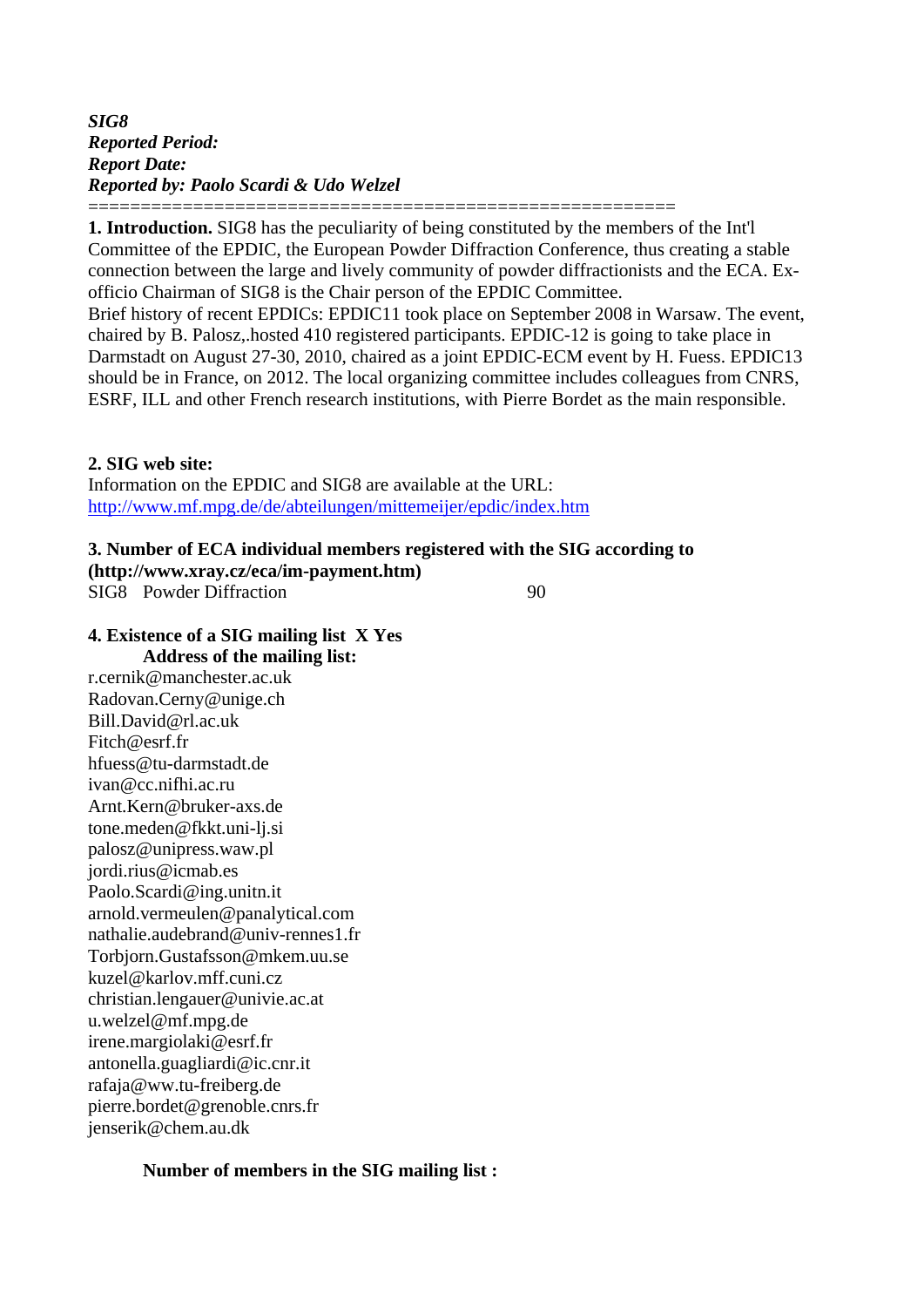***SIG8***
***Reported Period:***
***Report Date:***
***Reported by: Paolo Scardi & Udo Welzel***

=======================================================

**1. Introduction.** SIG8 has the peculiarity of being constituted by the members of the Int'l Committee of the EPDIC, the European Powder Diffraction Conference, thus creating a stable connection between the large and lively community of powder diffractionists and the ECA. Ex-officio Chairman of SIG8 is the Chair person of the EPDIC Committee.
Brief history of recent EPDICs: EPDIC11 took place on September 2008 in Warsaw. The event, chaired by B. Palosz,.hosted 410 registered participants. EPDIC-12 is going to take place in Darmstadt on August 27-30, 2010, chaired as a joint EPDIC-ECM event by H. Fuess. EPDIC13 should be in France, on 2012. The local organizing committee includes colleagues from CNRS, ESRF, ILL and other French research institutions, with Pierre Bordet as the main responsible.

**2. SIG web site:**
Information on the EPDIC and SIG8 are available at the URL:
http://www.mf.mpg.de/de/abteilungen/mittemeijer/epdic/index.htm

**3. Number of ECA individual members registered with the SIG according to (http://www.xray.cz/eca/im-payment.htm)**

| | |
|---|---|
| SIG8 Powder Diffraction | 90 |

**4. Existence of a SIG mailing list X Yes**

**Address of the mailing list:**

r.cernik@manchester.ac.uk
Radovan.Cerny@unige.ch
Bill.David@rl.ac.uk
Fitch@esrf.fr
hfuess@tu-darmstadt.de
ivan@cc.nifhi.ac.ru
Arnt.Kern@bruker-axs.de
tone.meden@fkkt.uni-lj.si
palosz@unipress.waw.pl
jordi.rius@icmab.es
Paolo.Scardi@ing.unitn.it
arnold.vermeulen@panalytical.com
nathalie.audebrand@univ-rennes1.fr
Torbjorn.Gustafsson@mkem.uu.se
kuzel@karlov.mff.cuni.cz
christian.lengauer@univie.ac.at
u.welzel@mf.mpg.de
irene.margiolaki@esrf.fr
antonella.guagliardi@ic.cnr.it
rafaja@ww.tu-freiberg.de
pierre.bordet@grenoble.cnrs.fr
jenserik@chem.au.dk

**Number of members in the SIG mailing list :**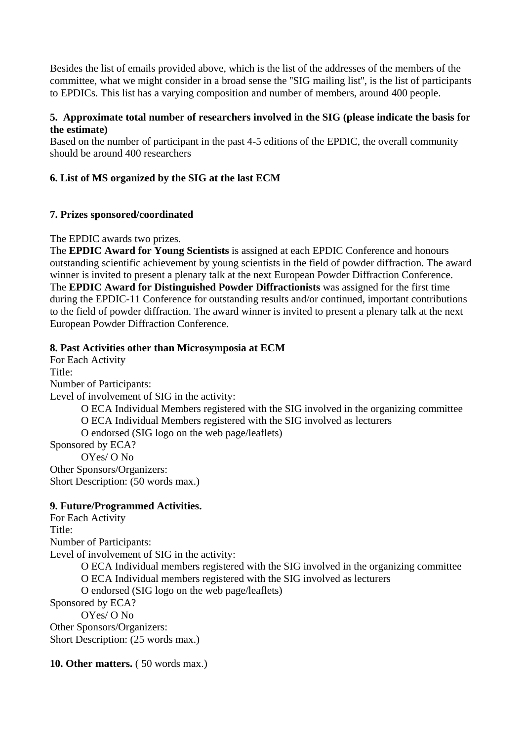Besides the list of emails provided above, which is the list of the addresses of the members of the committee, what we might consider in a broad sense the "SIG mailing list", is the list of participants to EPDICs. This list has a varying composition and number of members, around 400 people.

**5. Approximate total number of researchers involved in the SIG (please indicate the basis for the estimate)**

Based on the number of participant in the past 4-5 editions of the EPDIC, the overall community should be around 400 researchers

**6. List of MS organized by the SIG at the last ECM**

**7. Prizes sponsored/coordinated**

The EPDIC awards two prizes.

The **EPDIC Award for Young Scientists** is assigned at each EPDIC Conference and honours outstanding scientific achievement by young scientists in the field of powder diffraction. The award winner is invited to present a plenary talk at the next European Powder Diffraction Conference.

The **EPDIC Award for Distinguished Powder Diffractionists** was assigned for the first time during the EPDIC-11 Conference for outstanding results and/or continued, important contributions to the field of powder diffraction. The award winner is invited to present a plenary talk at the next European Powder Diffraction Conference.

**8. Past Activities other than Microsymposia at ECM**

For Each Activity

Title:

Number of Participants:

Level of involvement of SIG in the activity:

- O ECA Individual Members registered with the SIG involved in the organizing committee
- O ECA Individual Members registered with the SIG involved as lecturers
- O endorsed (SIG logo on the web page/leaflets)

Sponsored by ECA?

- OYes/ O No

Other Sponsors/Organizers:

Short Description: (50 words max.)

**9. Future/Programmed Activities.**

For Each Activity

Title:

Number of Participants:

Level of involvement of SIG in the activity:

- O ECA Individual members registered with the SIG involved in the organizing committee
- O ECA Individual members registered with the SIG involved as lecturers
- O endorsed (SIG logo on the web page/leaflets)

Sponsored by ECA?

- OYes/ O No

Other Sponsors/Organizers:

Short Description: (25 words max.)

**10. Other matters.** ( 50 words max.)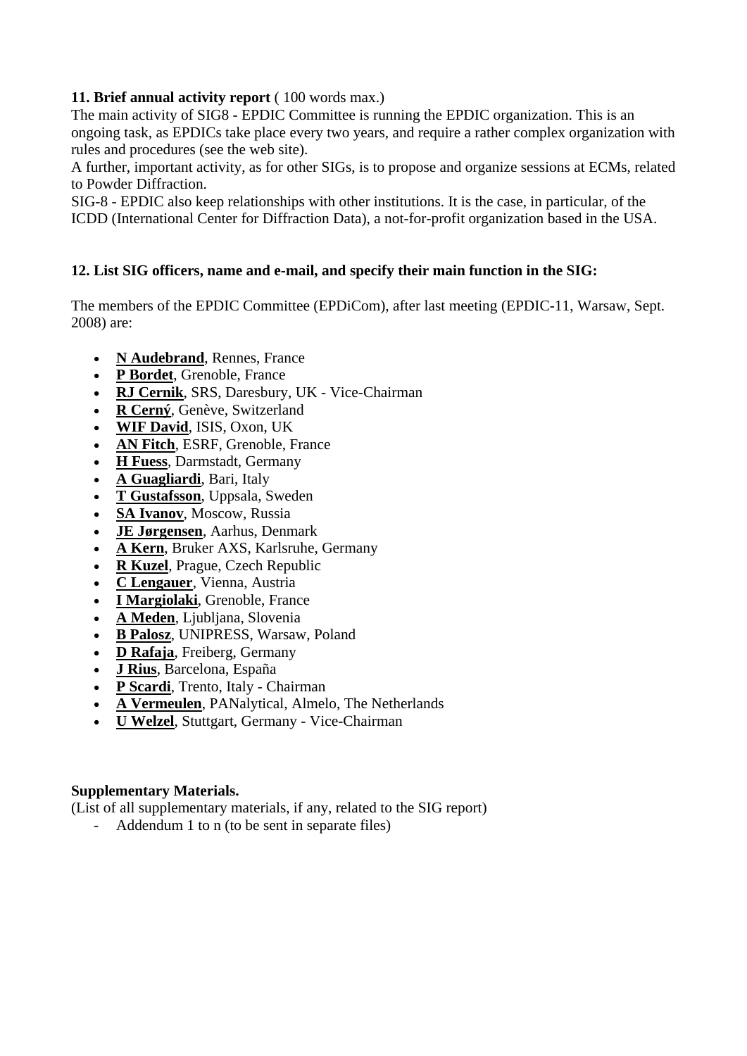**11. Brief annual activity report** ( 100 words max.)

The main activity of SIG8 - EPDIC Committee is running the EPDIC organization. This is an ongoing task, as EPDICs take place every two years, and require a rather complex organization with rules and procedures (see the web site).

A further, important activity, as for other SIGs, is to propose and organize sessions at ECMs, related to Powder Diffraction.

SIG-8 - EPDIC also keep relationships with other institutions. It is the case, in particular, of the ICDD (International Center for Diffraction Data), a not-for-profit organization based in the USA.

**12. List SIG officers, name and e-mail, and specify their main function in the SIG:**

The members of the EPDIC Committee (EPDiCom), after last meeting (EPDIC-11, Warsaw, Sept. 2008) are:

- **N Audebrand**, Rennes, France
- **P Bordet**, Grenoble, France
- **RJ Cernik**, SRS, Daresbury, UK - Vice-Chairman
- **R Cerný**, Genève, Switzerland
- **WIF David**, ISIS, Oxon, UK
- **AN Fitch**, ESRF, Grenoble, France
- **H Fuess**, Darmstadt, Germany
- **A Guagliardi**, Bari, Italy
- **T Gustafsson**, Uppsala, Sweden
- **SA Ivanov**, Moscow, Russia
- **JE Jørgensen**, Aarhus, Denmark
- **A Kern**, Bruker AXS, Karlsruhe, Germany
- **R Kuzel**, Prague, Czech Republic
- **C Lengauer**, Vienna, Austria
- **I Margiolaki**, Grenoble, France
- **A Meden**, Ljubljana, Slovenia
- **B Palosz**, UNIPRESS, Warsaw, Poland
- **D Rafaja**, Freiberg, Germany
- **J Rius**, Barcelona, España
- **P Scardi**, Trento, Italy - Chairman
- **A Vermeulen**, PANalytical, Almelo, The Netherlands
- **U Welzel**, Stuttgart, Germany - Vice-Chairman

**Supplementary Materials.**

(List of all supplementary materials, if any, related to the SIG report)

- Addendum 1 to n (to be sent in separate files)